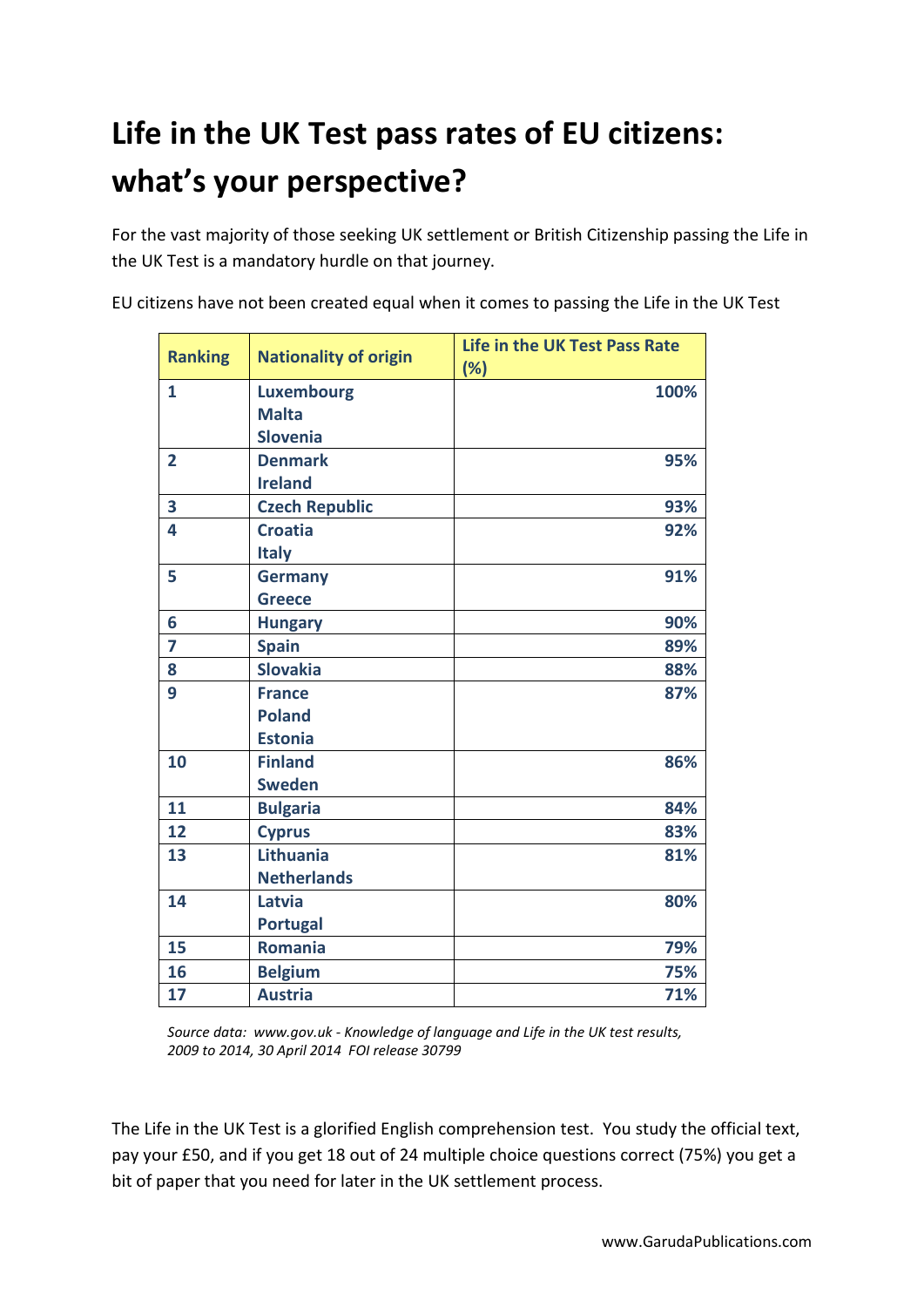# Life in the UK Test pass rates of EU citizens: what's your perspective?

For the vast majority of those seeking UK settlement or British Citizenship passing the Life in the UK Test is a mandatory hurdle on that journey.

EU citizens have not been created equal when it comes to passing the Life in the UK Test

| Ranking | Nationality of origin | Life in the UK Test Pass Rate (%) |
|---|---|---|
| 1 | Luxembourg<br>Malta<br>Slovenia | 100% |
| 2 | Denmark<br>Ireland | 95% |
| 3 | Czech Republic | 93% |
| 4 | Croatia<br>Italy | 92% |
| 5 | Germany<br>Greece | 91% |
| 6 | Hungary | 90% |
| 7 | Spain | 89% |
| 8 | Slovakia | 88% |
| 9 | France<br>Poland<br>Estonia | 87% |
| 10 | Finland<br>Sweden | 86% |
| 11 | Bulgaria | 84% |
| 12 | Cyprus | 83% |
| 13 | Lithuania<br>Netherlands | 81% |
| 14 | Latvia<br>Portugal | 80% |
| 15 | Romania | 79% |
| 16 | Belgium | 75% |
| 17 | Austria | 71% |

*Source data: www.gov.uk - Knowledge of language and Life in the UK test results, 2009 to 2014, 30 April 2014 FOI release 30799*

The Life in the UK Test is a glorified English comprehension test. You study the official text, pay your £50, and if you get 18 out of 24 multiple choice questions correct (75%) you get a bit of paper that you need for later in the UK settlement process.

www.GarudaPublications.com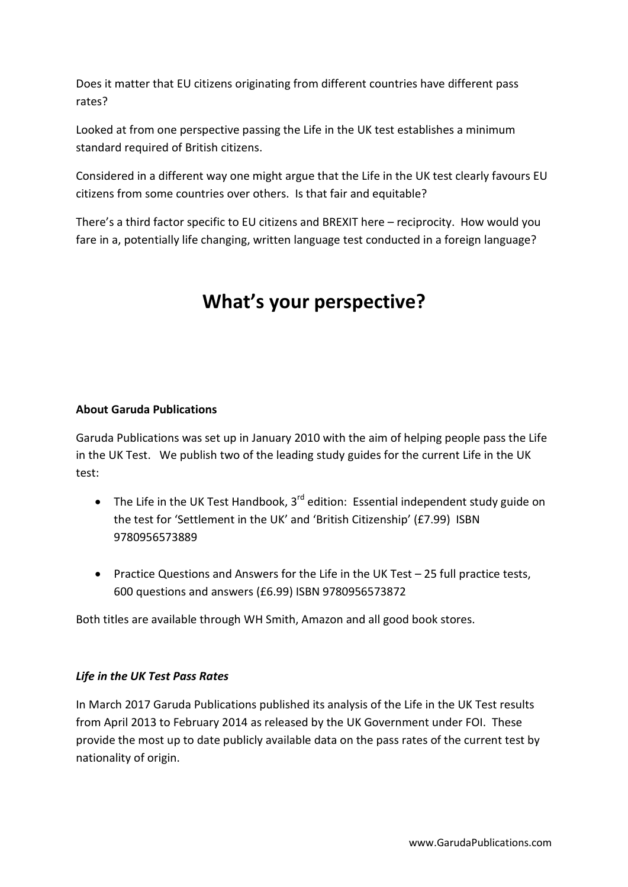Does it matter that EU citizens originating from different countries have different pass rates?

Looked at from one perspective passing the Life in the UK test establishes a minimum standard required of British citizens.

Considered in a different way one might argue that the Life in the UK test clearly favours EU citizens from some countries over others. Is that fair and equitable?

There's a third factor specific to EU citizens and BREXIT here – reciprocity. How would you fare in a, potentially life changing, written language test conducted in a foreign language?

# What's your perspective?

**About Garuda Publications**

Garuda Publications was set up in January 2010 with the aim of helping people pass the Life in the UK Test. We publish two of the leading study guides for the current Life in the UK test:

- The Life in the UK Test Handbook, 3rd edition: Essential independent study guide on the test for 'Settlement in the UK' and 'British Citizenship' (£7.99) ISBN 9780956573889
- Practice Questions and Answers for the Life in the UK Test – 25 full practice tests, 600 questions and answers (£6.99) ISBN 9780956573872

Both titles are available through WH Smith, Amazon and all good book stores.

***Life in the UK Test Pass Rates***

In March 2017 Garuda Publications published its analysis of the Life in the UK Test results from April 2013 to February 2014 as released by the UK Government under FOI. These provide the most up to date publicly available data on the pass rates of the current test by nationality of origin.